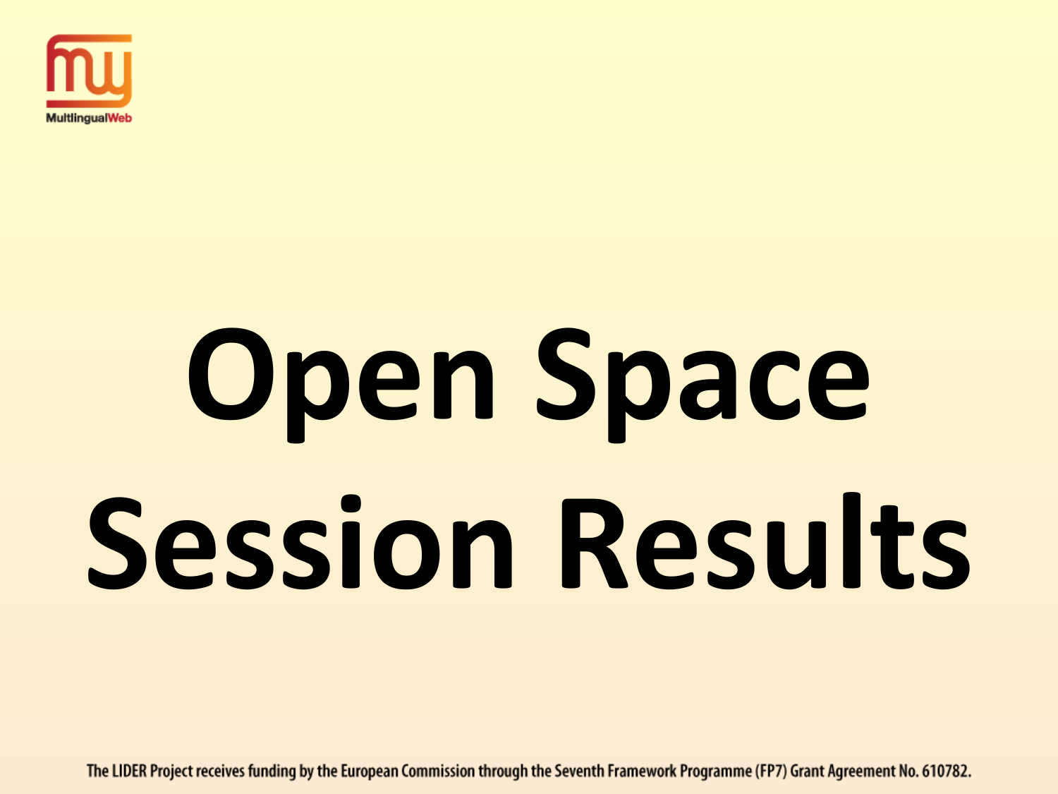MultilingualWeb

# Open Space Session Results

The LIDER Project receives funding by the European Commission through the Seventh Framework Programme (FP7) Grant Agreement No. 610782.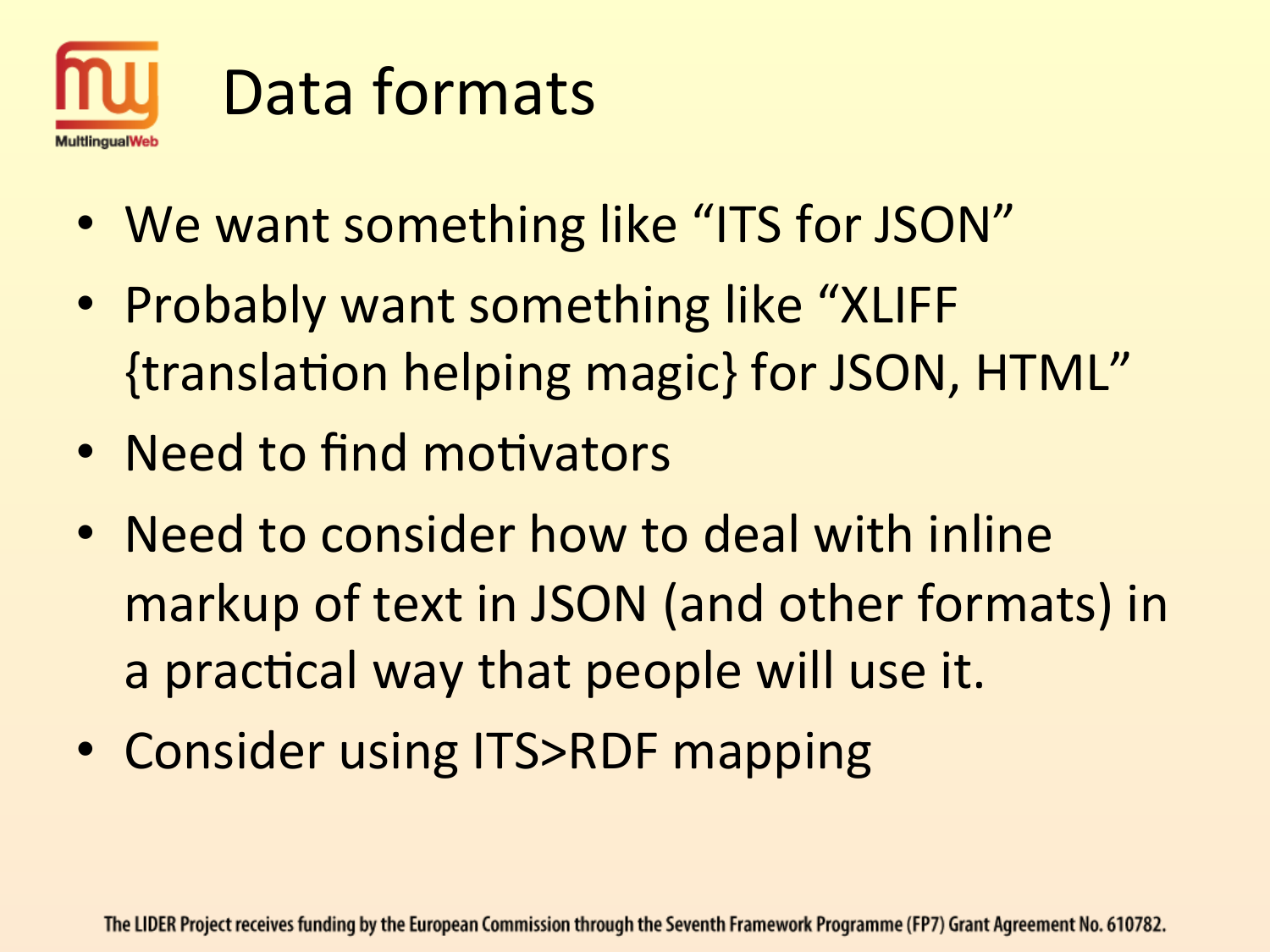# Data formats

- We want something like "ITS for JSON"
- Probably want something like "XLIFF {translation helping magic} for JSON, HTML"
- Need to find motivators
- Need to consider how to deal with inline markup of text in JSON (and other formats) in a practical way that people will use it.
- Consider using ITS>RDF mapping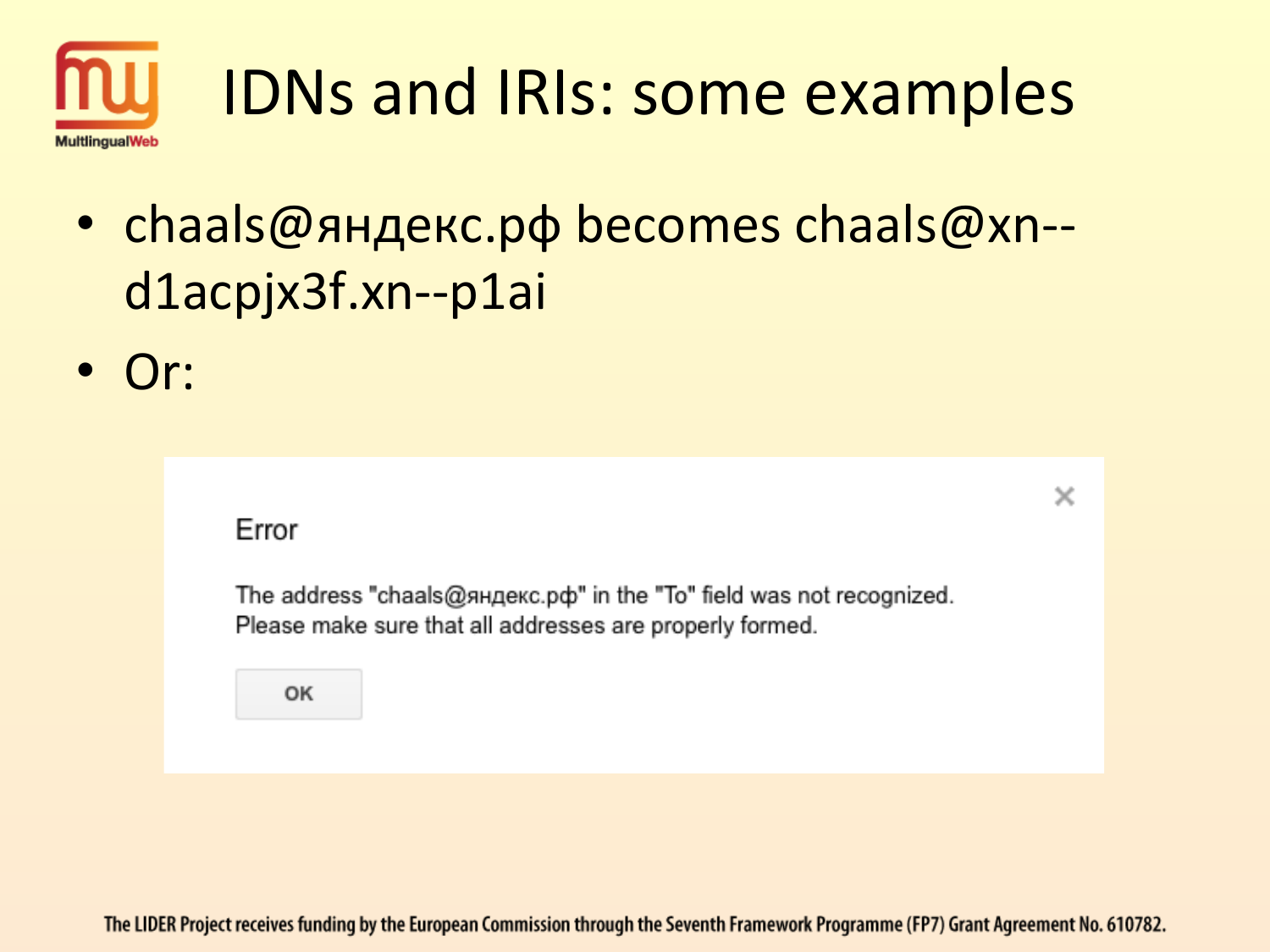# IDNs and IRIs: some examples

- chaals@яндекс.рф becomes chaals@xn--d1acpjx3f.xn--p1ai
- Or:

Error

The address "chaals@яндекс.рф" in the "To" field was not recognized.
Please make sure that all addresses are properly formed.

OK

The LIDER Project receives funding by the European Commission through the Seventh Framework Programme (FP7) Grant Agreement No. 610782.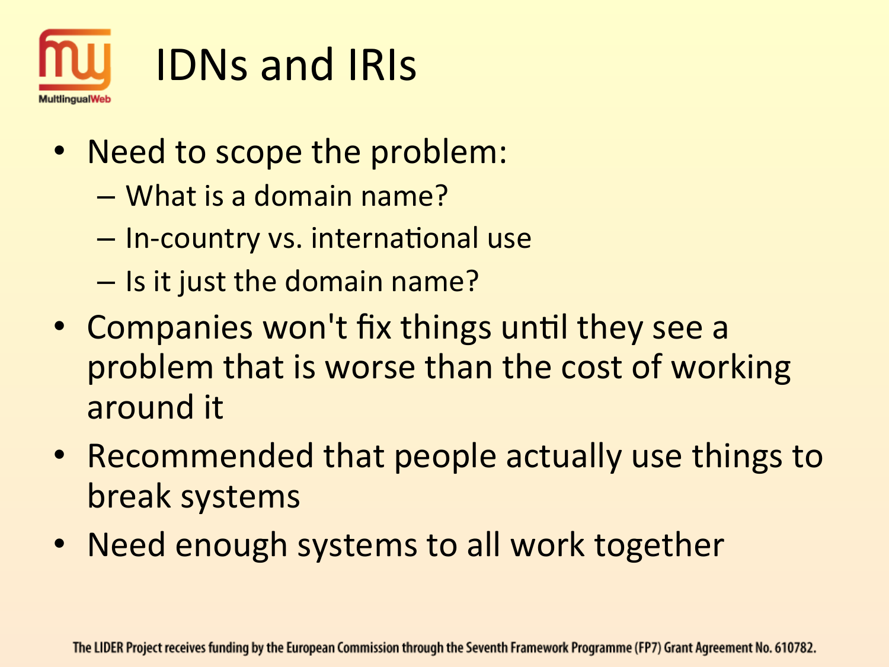# IDNs and IRIs

- Need to scope the problem:
  - What is a domain name?
  - In-country vs. international use
  - Is it just the domain name?
- Companies won't fix things until they see a problem that is worse than the cost of working around it
- Recommended that people actually use things to break systems
- Need enough systems to all work together

The LIDER Project receives funding by the European Commission through the Seventh Framework Programme (FP7) Grant Agreement No. 610782.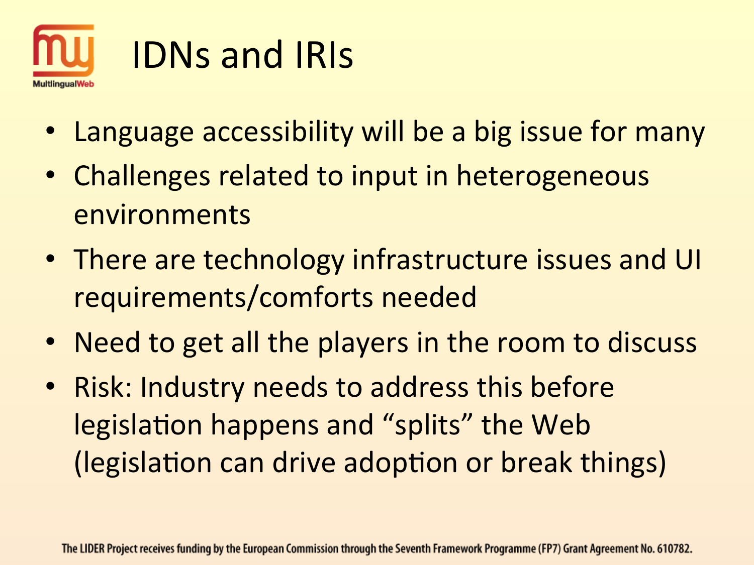# IDNs and IRIs

- Language accessibility will be a big issue for many
- Challenges related to input in heterogeneous environments
- There are technology infrastructure issues and UI requirements/comforts needed
- Need to get all the players in the room to discuss
- Risk: Industry needs to address this before legislation happens and "splits" the Web (legislation can drive adoption or break things)

The LIDER Project receives funding by the European Commission through the Seventh Framework Programme (FP7) Grant Agreement No. 610782.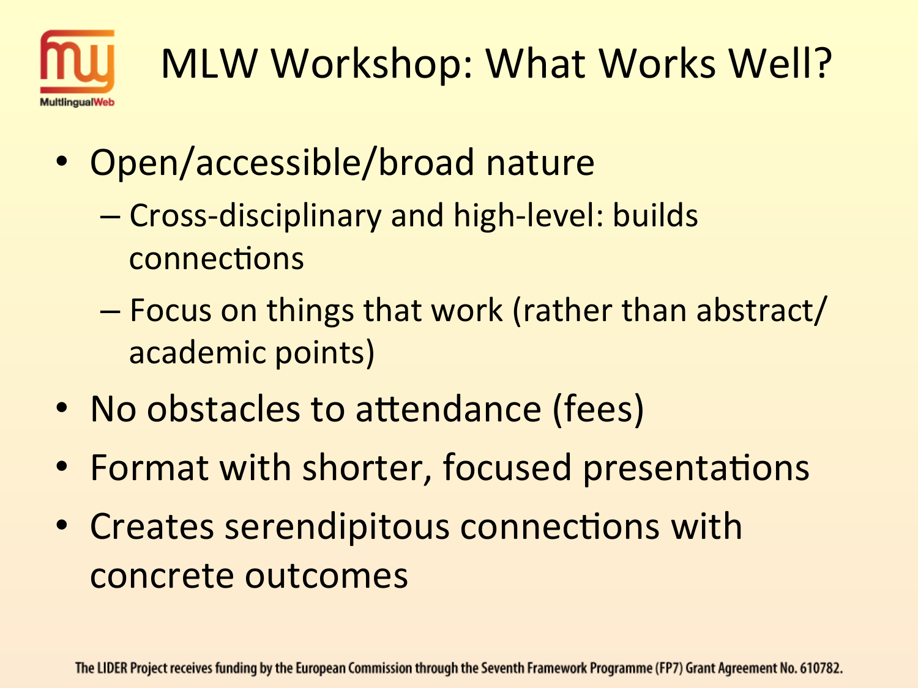# MLW Workshop: What Works Well?

- Open/accessible/broad nature
  - Cross-disciplinary and high-level: builds connections
  - Focus on things that work (rather than abstract/academic points)
- No obstacles to attendance (fees)
- Format with shorter, focused presentations
- Creates serendipitous connections with concrete outcomes

The LIDER Project receives funding by the European Commission through the Seventh Framework Programme (FP7) Grant Agreement No. 610782.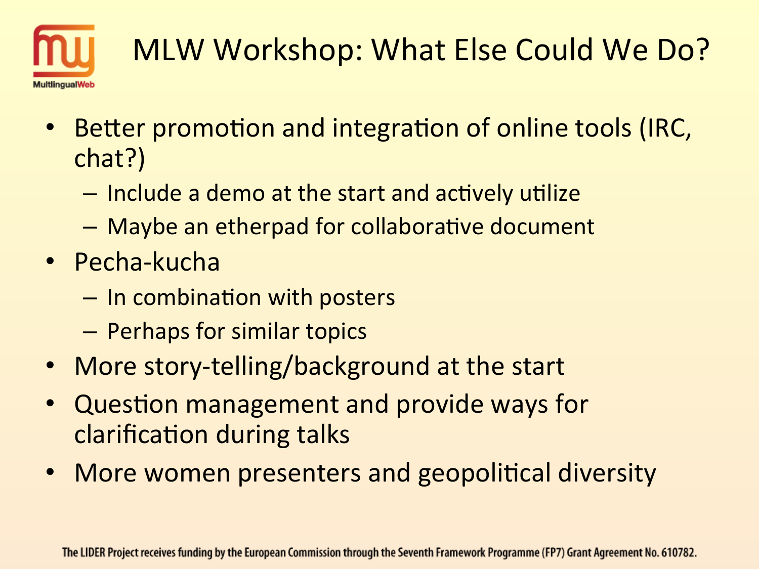# MLW Workshop: What Else Could We Do?

- Better promotion and integration of online tools (IRC, chat?)
  - Include a demo at the start and actively utilize
  - Maybe an etherpad for collaborative document
- Pecha-kucha
  - In combination with posters
  - Perhaps for similar topics
- More story-telling/background at the start
- Question management and provide ways for clarification during talks
- More women presenters and geopolitical diversity

The LIDER Project receives funding by the European Commission through the Seventh Framework Programme (FP7) Grant Agreement No. 610782.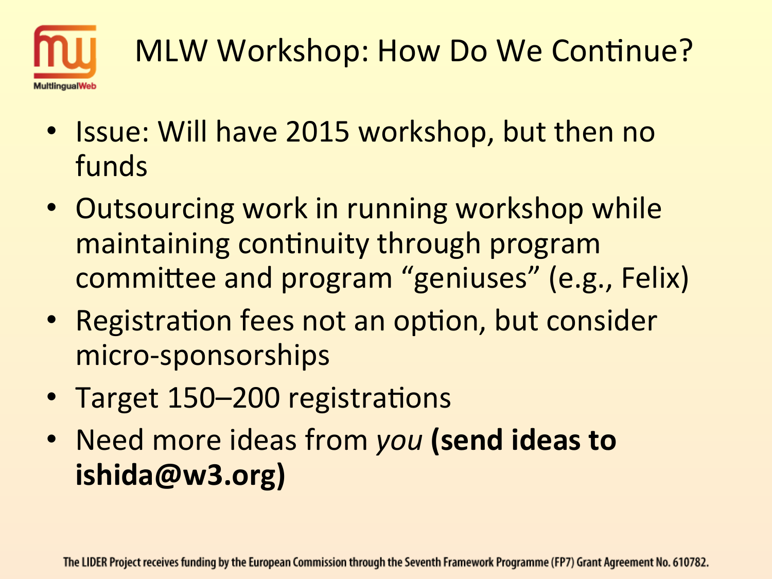# MLW Workshop: How Do We Continue?

- Issue: Will have 2015 workshop, but then no funds
- Outsourcing work in running workshop while maintaining continuity through program committee and program "geniuses" (e.g., Felix)
- Registration fees not an option, but consider micro-sponsorships
- Target 150–200 registrations
- Need more ideas from *you* **(send ideas to ishida@w3.org)**

The LIDER Project receives funding by the European Commission through the Seventh Framework Programme (FP7) Grant Agreement No. 610782.